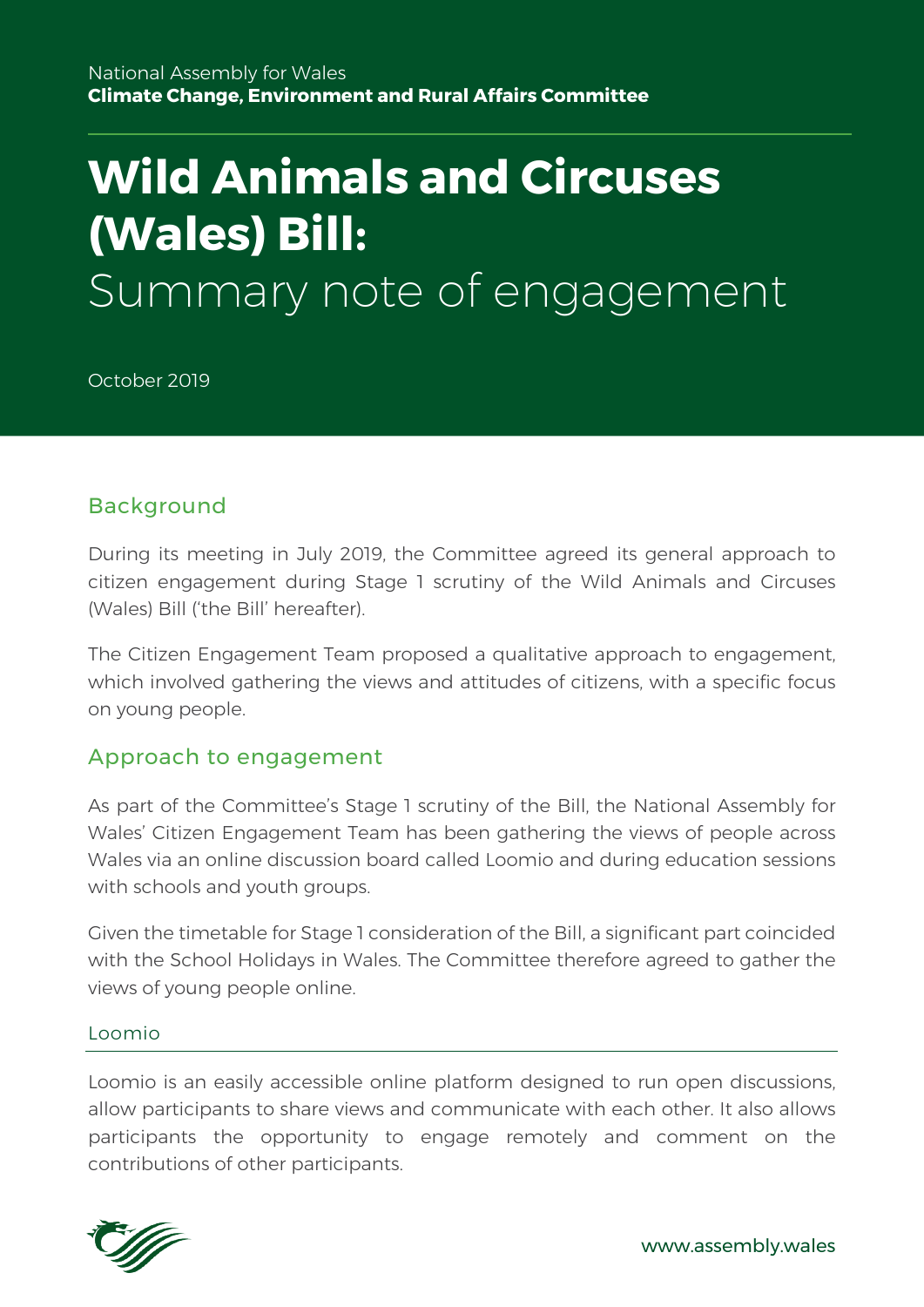National Assembly for Wales
**Climate Change, Environment and Rural Affairs Committee**

# Wild Animals and Circuses (Wales) Bill:
Summary note of engagement

October 2019

## Background

During its meeting in July 2019, the Committee agreed its general approach to citizen engagement during Stage 1 scrutiny of the Wild Animals and Circuses (Wales) Bill ('the Bill' hereafter).

The Citizen Engagement Team proposed a qualitative approach to engagement, which involved gathering the views and attitudes of citizens, with a specific focus on young people.

## Approach to engagement

As part of the Committee's Stage 1 scrutiny of the Bill, the National Assembly for Wales' Citizen Engagement Team has been gathering the views of people across Wales via an online discussion board called Loomio and during education sessions with schools and youth groups.

Given the timetable for Stage 1 consideration of the Bill, a significant part coincided with the School Holidays in Wales. The Committee therefore agreed to gather the views of young people online.

### Loomio

Loomio is an easily accessible online platform designed to run open discussions, allow participants to share views and communicate with each other. It also allows participants the opportunity to engage remotely and comment on the contributions of other participants.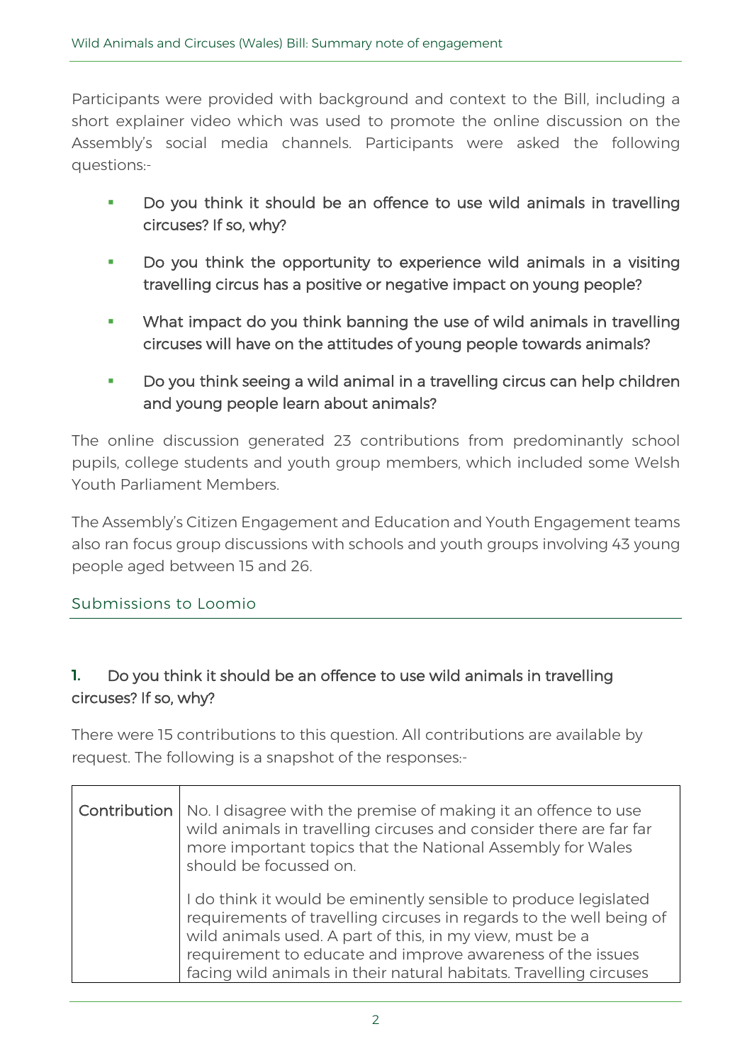Participants were provided with background and context to the Bill, including a short explainer video which was used to promote the online discussion on the Assembly's social media channels. Participants were asked the following questions:-

- Do you think it should be an offence to use wild animals in travelling circuses? If so, why?
- Do you think the opportunity to experience wild animals in a visiting travelling circus has a positive or negative impact on young people?
- What impact do you think banning the use of wild animals in travelling circuses will have on the attitudes of young people towards animals?
- Do you think seeing a wild animal in a travelling circus can help children and young people learn about animals?

The online discussion generated 23 contributions from predominantly school pupils, college students and youth group members, which included some Welsh Youth Parliament Members.

The Assembly's Citizen Engagement and Education and Youth Engagement teams also ran focus group discussions with schools and youth groups involving 43 young people aged between 15 and 26.

## Submissions to Loomio

### 1. Do you think it should be an offence to use wild animals in travelling circuses? If so, why?

There were 15 contributions to this question. All contributions are available by request. The following is a snapshot of the responses:-

| Contribution | No. I disagree with the premise of making it an offence to use wild animals in travelling circuses and consider there are far far more important topics that the National Assembly for Wales should be focussed on.<br><br>I do think it would be eminently sensible to produce legislated requirements of travelling circuses in regards to the well being of wild animals used. A part of this, in my view, must be a requirement to educate and improve awareness of the issues facing wild animals in their natural habitats. Travelling circuses |
|---|---|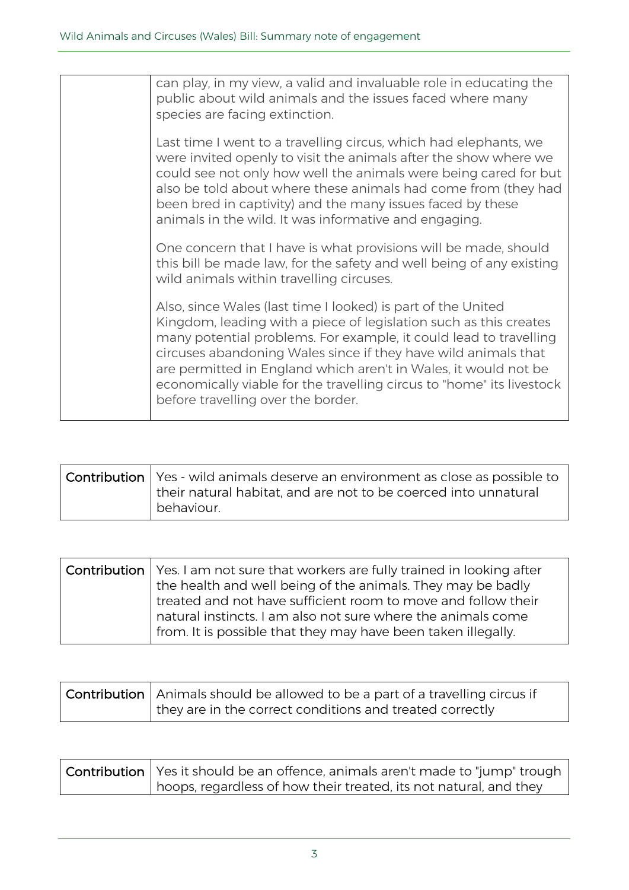| | |
|---|---|
| | can play, in my view, a valid and invaluable role in educating the public about wild animals and the issues faced where many species are facing extinction.<br><br>Last time I went to a travelling circus, which had elephants, we were invited openly to visit the animals after the show where we could see not only how well the animals were being cared for but also be told about where these animals had come from (they had been bred in captivity) and the many issues faced by these animals in the wild. It was informative and engaging.<br><br>One concern that I have is what provisions will be made, should this bill be made law, for the safety and well being of any existing wild animals within travelling circuses.<br><br>Also, since Wales (last time I looked) is part of the United Kingdom, leading with a piece of legislation such as this creates many potential problems. For example, it could lead to travelling circuses abandoning Wales since if they have wild animals that are permitted in England which aren't in Wales, it would not be economically viable for the travelling circus to "home" its livestock before travelling over the border. |

| | |
|---|---|
| **Contribution** | Yes - wild animals deserve an environment as close as possible to their natural habitat, and are not to be coerced into unnatural behaviour. |

| | |
|---|---|
| **Contribution** | Yes. I am not sure that workers are fully trained in looking after the health and well being of the animals. They may be badly treated and not have sufficient room to move and follow their natural instincts. I am also not sure where the animals come from. It is possible that they may have been taken illegally. |

| | |
|---|---|
| **Contribution** | Animals should be allowed to be a part of a travelling circus if they are in the correct conditions and treated correctly |

| | |
|---|---|
| **Contribution** | Yes it should be an offence, animals aren't made to "jump" trough hoops, regardless of how their treated, its not natural, and they |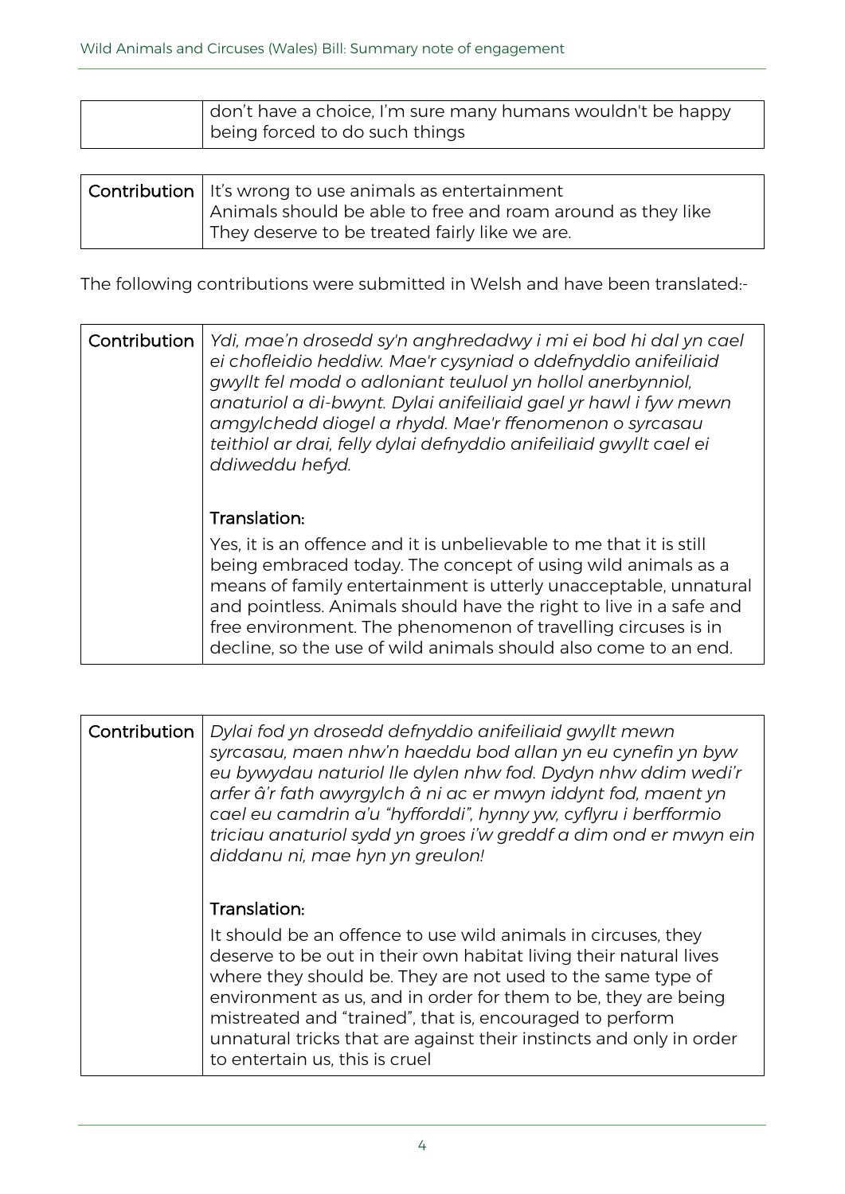| | don't have a choice, I'm sure many humans wouldn't be happy being forced to do such things |
|---|---|

| **Contribution** | It's wrong to use animals as entertainment<br>Animals should be able to free and roam around as they like<br>They deserve to be treated fairly like we are. |
|---|---|

The following contributions were submitted in Welsh and have been translated:-

| **Contribution** | *Ydi, mae'n drosedd sy'n anghredadwy i mi ei bod hi dal yn cael ei chofleidio heddiw. Mae'r cysyniad o ddefnyddio anifeiliaid gwyllt fel modd o adloniant teuluol yn hollol anerbynniol, anaturiol a di-bwynt. Dylai anifeiliaid gael yr hawl i fyw mewn amgylchedd diogel a rhydd. Mae'r ffenomenon o syrcasau teithiol ar drai, felly dylai defnyddio anifeiliaid gwyllt cael ei ddiweddu hefyd.*<br><br>Translation:<br>Yes, it is an offence and it is unbelievable to me that it is still being embraced today. The concept of using wild animals as a means of family entertainment is utterly unacceptable, unnatural and pointless. Animals should have the right to live in a safe and free environment. The phenomenon of travelling circuses is in decline, so the use of wild animals should also come to an end. |
|---|---|

| **Contribution** | *Dylai fod yn drosedd defnyddio anifeiliaid gwyllt mewn syrcasau, maen nhw'n haeddu bod allan yn eu cynefin yn byw eu bywydau naturiol lle dylen nhw fod. Dydyn nhw ddim wedi'r arfer â'r fath awyrgylch â ni ac er mwyn iddynt fod, maent yn cael eu camdrin a'u "hyfforddi", hynny yw, cyflyru i berfformio triciau anaturiol sydd yn groes i'w greddf a dim ond er mwyn ein diddanu ni, mae hyn yn greulon!*<br><br>Translation:<br>It should be an offence to use wild animals in circuses, they deserve to be out in their own habitat living their natural lives where they should be. They are not used to the same type of environment as us, and in order for them to be, they are being mistreated and "trained", that is, encouraged to perform unnatural tricks that are against their instincts and only in order to entertain us, this is cruel |
|---|---|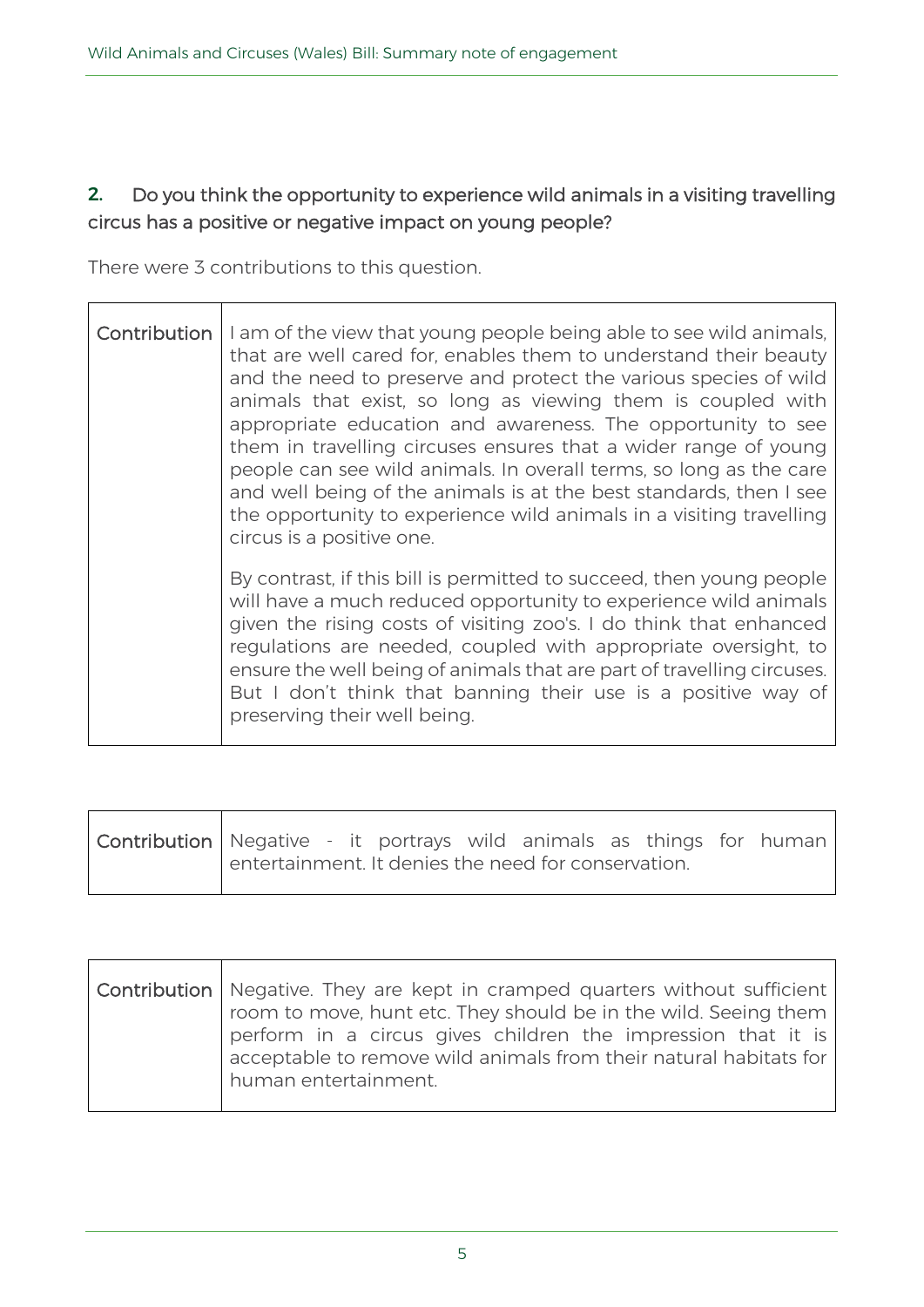## 2. Do you think the opportunity to experience wild animals in a visiting travelling circus has a positive or negative impact on young people?

There were 3 contributions to this question.

| Contribution | I am of the view that young people being able to see wild animals, that are well cared for, enables them to understand their beauty and the need to preserve and protect the various species of wild animals that exist, so long as viewing them is coupled with appropriate education and awareness. The opportunity to see them in travelling circuses ensures that a wider range of young people can see wild animals. In overall terms, so long as the care and well being of the animals is at the best standards, then I see the opportunity to experience wild animals in a visiting travelling circus is a positive one.<br><br>By contrast, if this bill is permitted to succeed, then young people will have a much reduced opportunity to experience wild animals given the rising costs of visiting zoo's. I do think that enhanced regulations are needed, coupled with appropriate oversight, to ensure the well being of animals that are part of travelling circuses. But I don't think that banning their use is a positive way of preserving their well being. |
|---|---|

| Contribution | Negative - it portrays wild animals as things for human entertainment. It denies the need for conservation. |
|---|---|

| Contribution | Negative. They are kept in cramped quarters without sufficient room to move, hunt etc. They should be in the wild. Seeing them perform in a circus gives children the impression that it is acceptable to remove wild animals from their natural habitats for human entertainment. |
|---|---|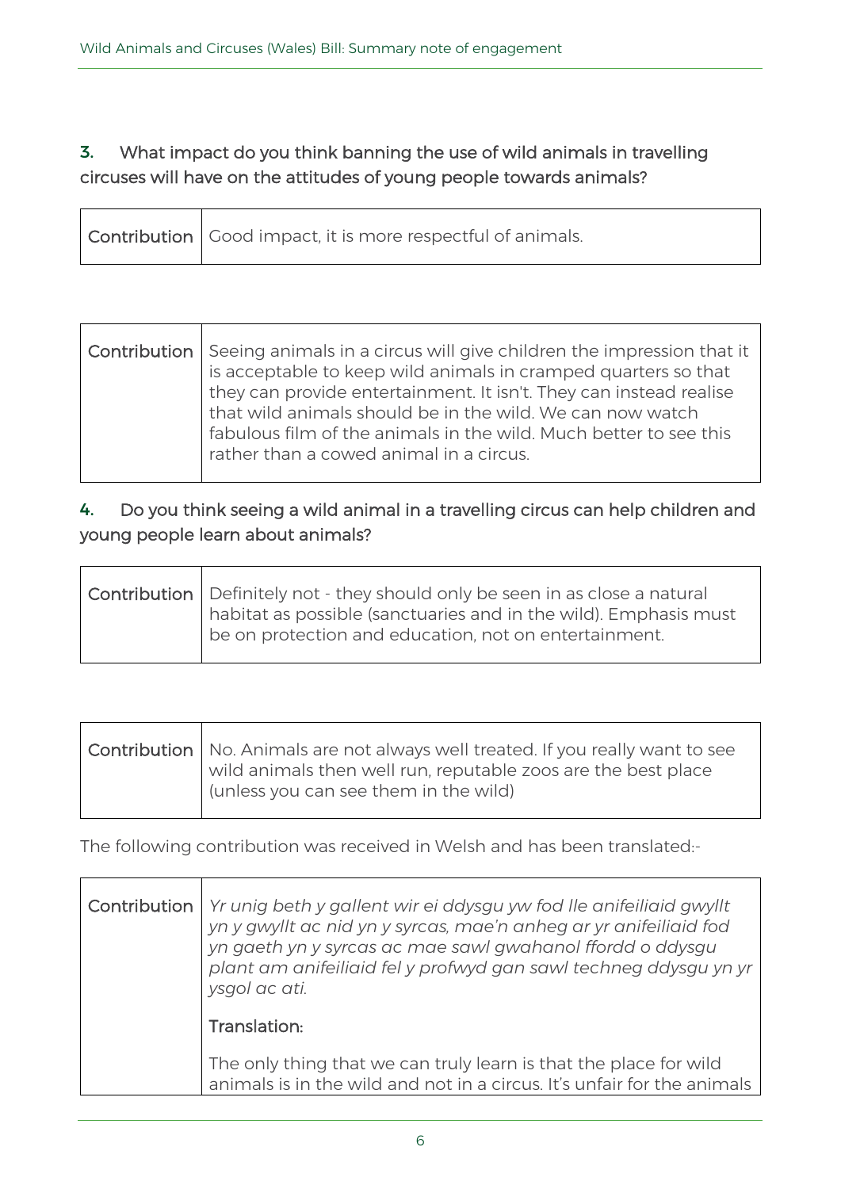**3.** What impact do you think banning the use of wild animals in travelling circuses will have on the attitudes of young people towards animals?

| **Contribution** | Good impact, it is more respectful of animals. |
|---|---|

| **Contribution** | Seeing animals in a circus will give children the impression that it is acceptable to keep wild animals in cramped quarters so that they can provide entertainment. It isn't. They can instead realise that wild animals should be in the wild. We can now watch fabulous film of the animals in the wild. Much better to see this rather than a cowed animal in a circus. |
|---|---|

**4.** Do you think seeing a wild animal in a travelling circus can help children and young people learn about animals?

| **Contribution** | Definitely not - they should only be seen in as close a natural habitat as possible (sanctuaries and in the wild). Emphasis must be on protection and education, not on entertainment. |
|---|---|

| **Contribution** | No. Animals are not always well treated. If you really want to see wild animals then well run, reputable zoos are the best place (unless you can see them in the wild) |
|---|---|

The following contribution was received in Welsh and has been translated:-

| **Contribution** | *Yr unig beth y gallent wir ei ddysgu yw fod lle anifeiliaid gwyllt yn y gwyllt ac nid yn y syrcas, mae'n anheg ar yr anifeiliaid fod yn gaeth yn y syrcas ac mae sawl gwahanol ffordd o ddysgu plant am anifeiliaid fel y profwyd gan sawl techneg ddysgu yn yr ysgol ac ati.*<br><br>**Translation:**<br><br>The only thing that we can truly learn is that the place for wild animals is in the wild and not in a circus. It's unfair for the animals |
|---|---|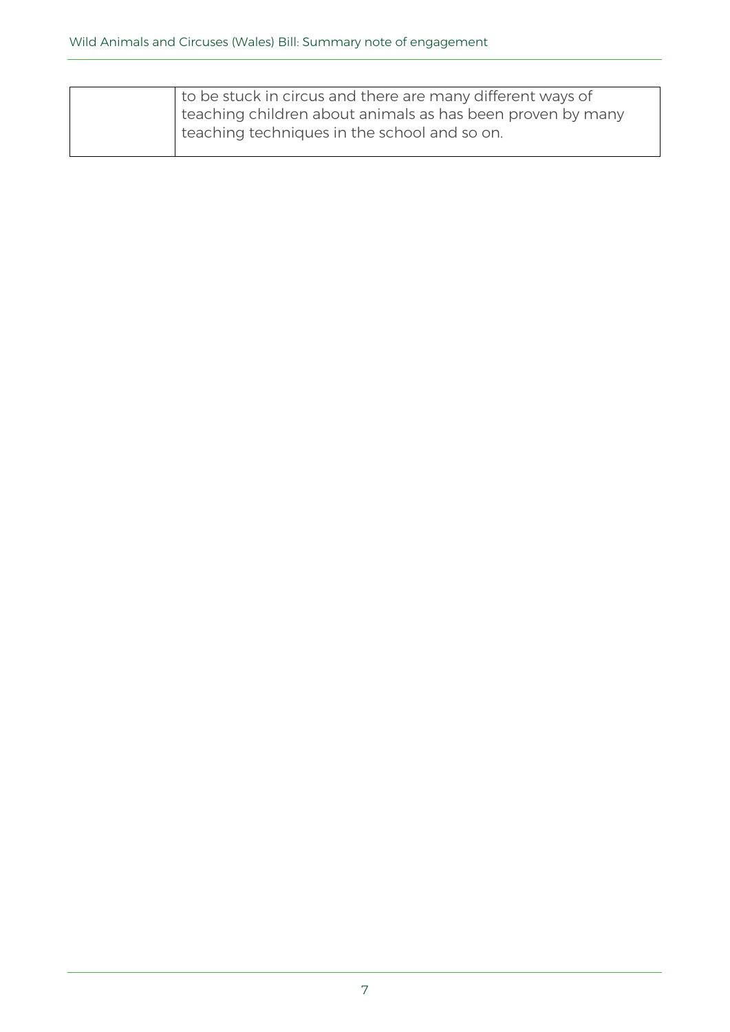| | |
|---|---|
| | to be stuck in circus and there are many different ways of teaching children about animals as has been proven by many teaching techniques in the school and so on. |